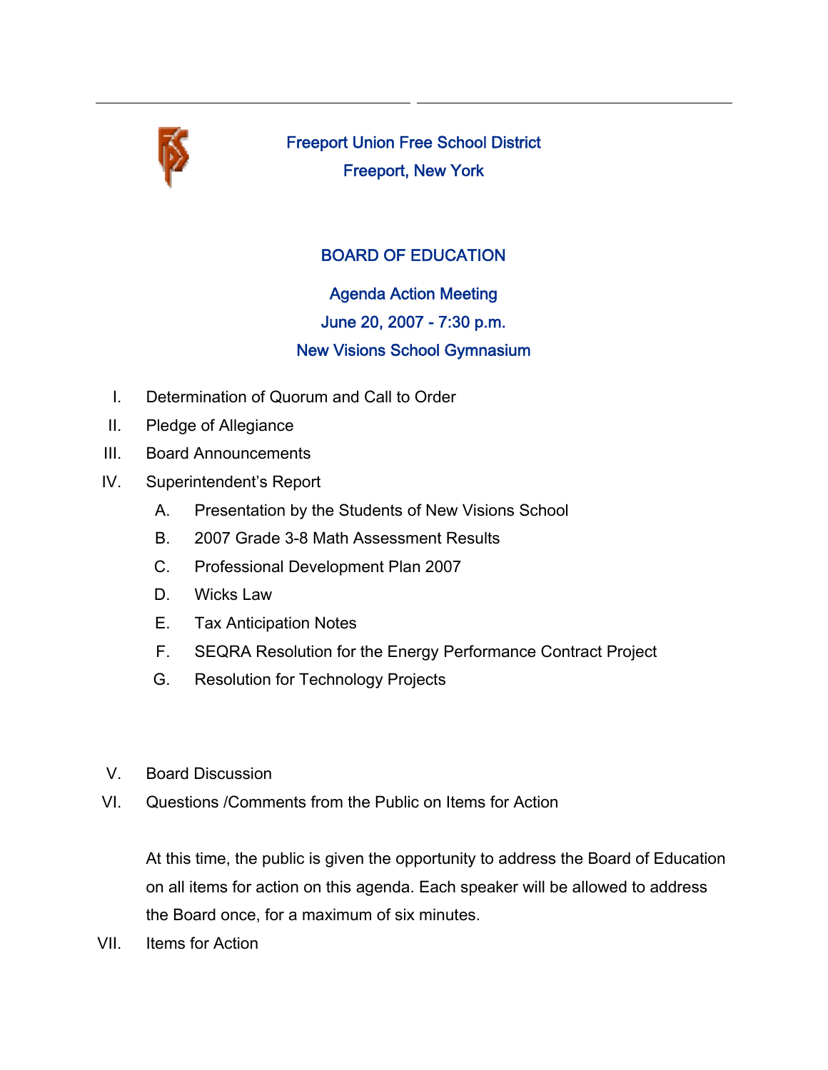# Freeport Union Free School District

## Freeport, New York

## BOARD OF EDUCATION

### Agenda Action Meeting

### June 20, 2007 - 7:30 p.m.

### New Visions School Gymnasium

I. Determination of Quorum and Call to Order

II. Pledge of Allegiance

III. Board Announcements

IV. Superintendent's Report

   A. Presentation by the Students of New Visions School

   B. 2007 Grade 3-8 Math Assessment Results

   C. Professional Development Plan 2007

   D. Wicks Law

   E. Tax Anticipation Notes

   F. SEQRA Resolution for the Energy Performance Contract Project

   G. Resolution for Technology Projects

V. Board Discussion

VI. Questions /Comments from the Public on Items for Action

   At this time, the public is given the opportunity to address the Board of Education on all items for action on this agenda. Each speaker will be allowed to address the Board once, for a maximum of six minutes.

VII. Items for Action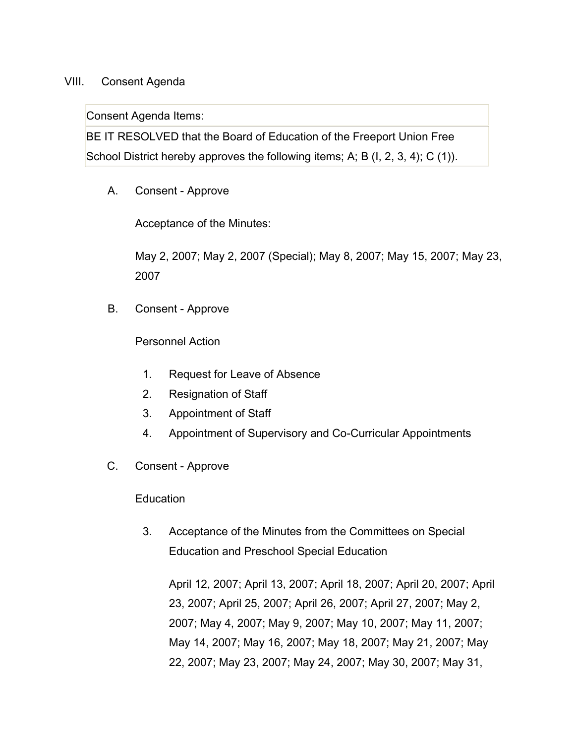## VIII. Consent Agenda

| Consent Agenda Items: |
| --- |
| BE IT RESOLVED that the Board of Education of the Freeport Union Free School District hereby approves the following items; A; B (I, 2, 3, 4); C (1)). |

A. Consent - Approve

Acceptance of the Minutes:

May 2, 2007; May 2, 2007 (Special); May 8, 2007; May 15, 2007; May 23, 2007

B. Consent - Approve

Personnel Action

1. Request for Leave of Absence
2. Resignation of Staff
3. Appointment of Staff
4. Appointment of Supervisory and Co-Curricular Appointments

C. Consent - Approve

Education

3. Acceptance of the Minutes from the Committees on Special Education and Preschool Special Education

   April 12, 2007; April 13, 2007; April 18, 2007; April 20, 2007; April 23, 2007; April 25, 2007; April 26, 2007; April 27, 2007; May 2, 2007; May 4, 2007; May 9, 2007; May 10, 2007; May 11, 2007; May 14, 2007; May 16, 2007; May 18, 2007; May 21, 2007; May 22, 2007; May 23, 2007; May 24, 2007; May 30, 2007; May 31,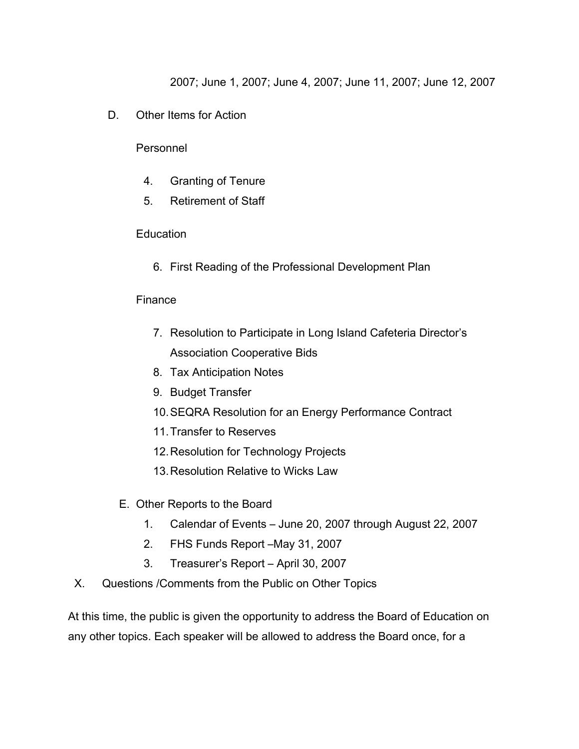2007; June 1, 2007; June 4, 2007; June 11, 2007; June 12, 2007

D. Other Items for Action

Personnel

4. Granting of Tenure
5. Retirement of Staff

Education

6. First Reading of the Professional Development Plan

Finance

7. Resolution to Participate in Long Island Cafeteria Director's Association Cooperative Bids
8. Tax Anticipation Notes
9. Budget Transfer
10. SEQRA Resolution for an Energy Performance Contract
11. Transfer to Reserves
12. Resolution for Technology Projects
13. Resolution Relative to Wicks Law

E. Other Reports to the Board

1. Calendar of Events – June 20, 2007 through August 22, 2007
2. FHS Funds Report –May 31, 2007
3. Treasurer's Report – April 30, 2007

X. Questions /Comments from the Public on Other Topics

At this time, the public is given the opportunity to address the Board of Education on any other topics. Each speaker will be allowed to address the Board once, for a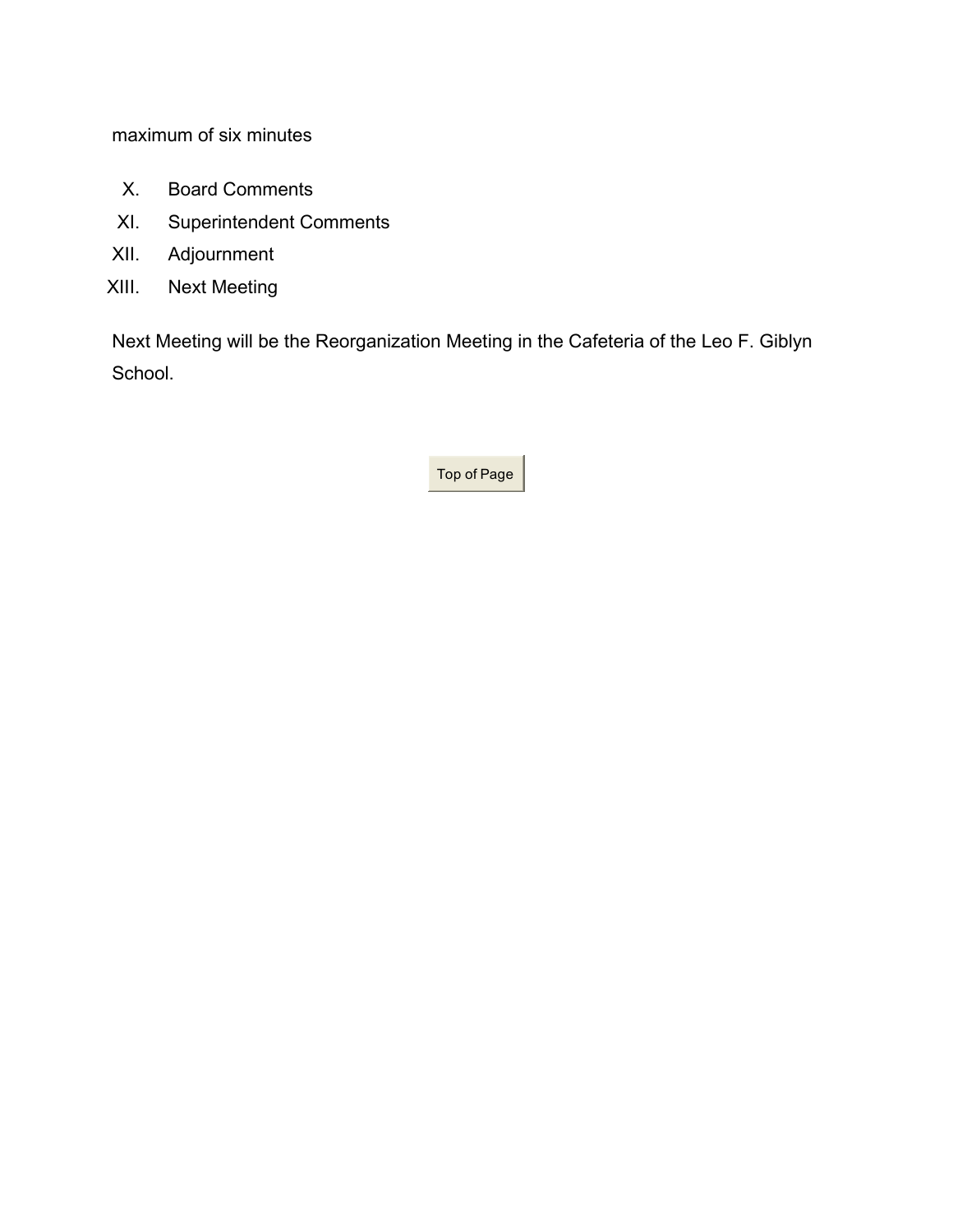maximum of six minutes

X. Board Comments

XI. Superintendent Comments

XII. Adjournment

XIII. Next Meeting

Next Meeting will be the Reorganization Meeting in the Cafeteria of the Leo F. Giblyn School.

Top of Page